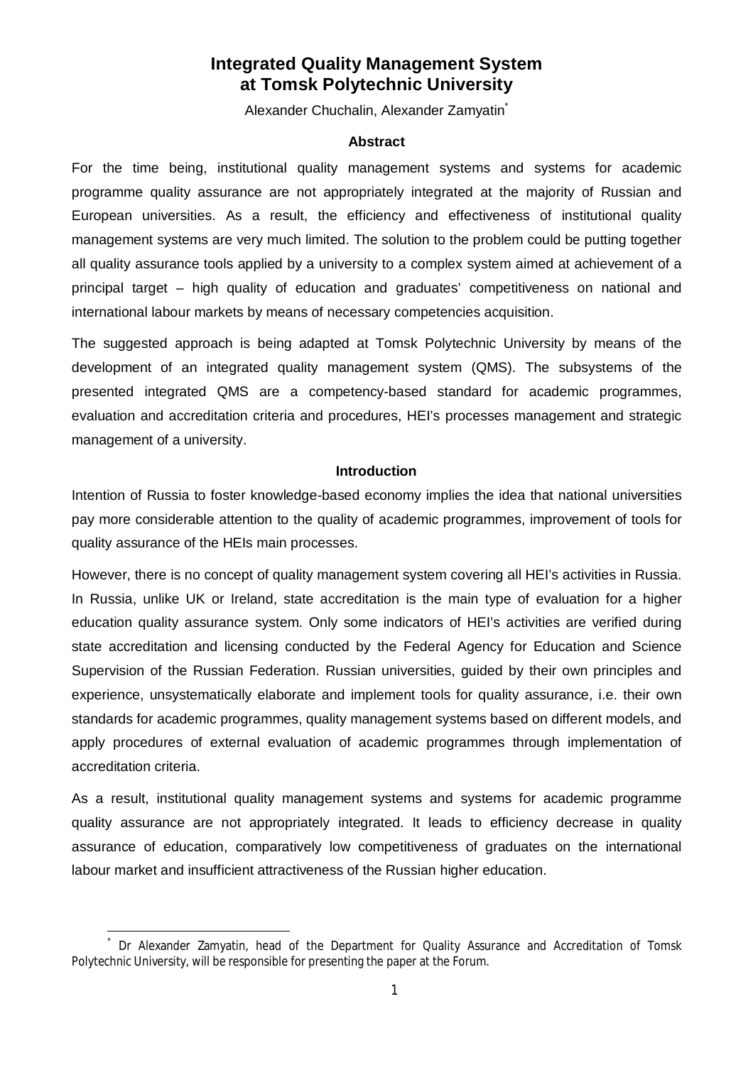# Integrated Quality Management System at Tomsk Polytechnic University

Alexander Chuchalin, Alexander Zamyatin[*]

### Abstract

For the time being, institutional quality management systems and systems for academic programme quality assurance are not appropriately integrated at the majority of Russian and European universities. As a result, the efficiency and effectiveness of institutional quality management systems are very much limited. The solution to the problem could be putting together all quality assurance tools applied by a university to a complex system aimed at achievement of a principal target – high quality of education and graduates' competitiveness on national and international labour markets by means of necessary competencies acquisition.

The suggested approach is being adapted at Tomsk Polytechnic University by means of the development of an integrated quality management system (QMS). The subsystems of the presented integrated QMS are a competency-based standard for academic programmes, evaluation and accreditation criteria and procedures, HEI's processes management and strategic management of a university.

### Introduction

Intention of Russia to foster knowledge-based economy implies the idea that national universities pay more considerable attention to the quality of academic programmes, improvement of tools for quality assurance of the HEIs main processes.

However, there is no concept of quality management system covering all HEI's activities in Russia. In Russia, unlike UK or Ireland, state accreditation is the main type of evaluation for a higher education quality assurance system. Only some indicators of HEI's activities are verified during state accreditation and licensing conducted by the Federal Agency for Education and Science Supervision of the Russian Federation. Russian universities, guided by their own principles and experience, unsystematically elaborate and implement tools for quality assurance, i.e. their own standards for academic programmes, quality management systems based on different models, and apply procedures of external evaluation of academic programmes through implementation of accreditation criteria.

As a result, institutional quality management systems and systems for academic programme quality assurance are not appropriately integrated. It leads to efficiency decrease in quality assurance of education, comparatively low competitiveness of graduates on the international labour market and insufficient attractiveness of the Russian higher education.

---

[*] Dr Alexander Zamyatin, head of the Department for Quality Assurance and Accreditation of Tomsk Polytechnic University, will be responsible for presenting the paper at the Forum.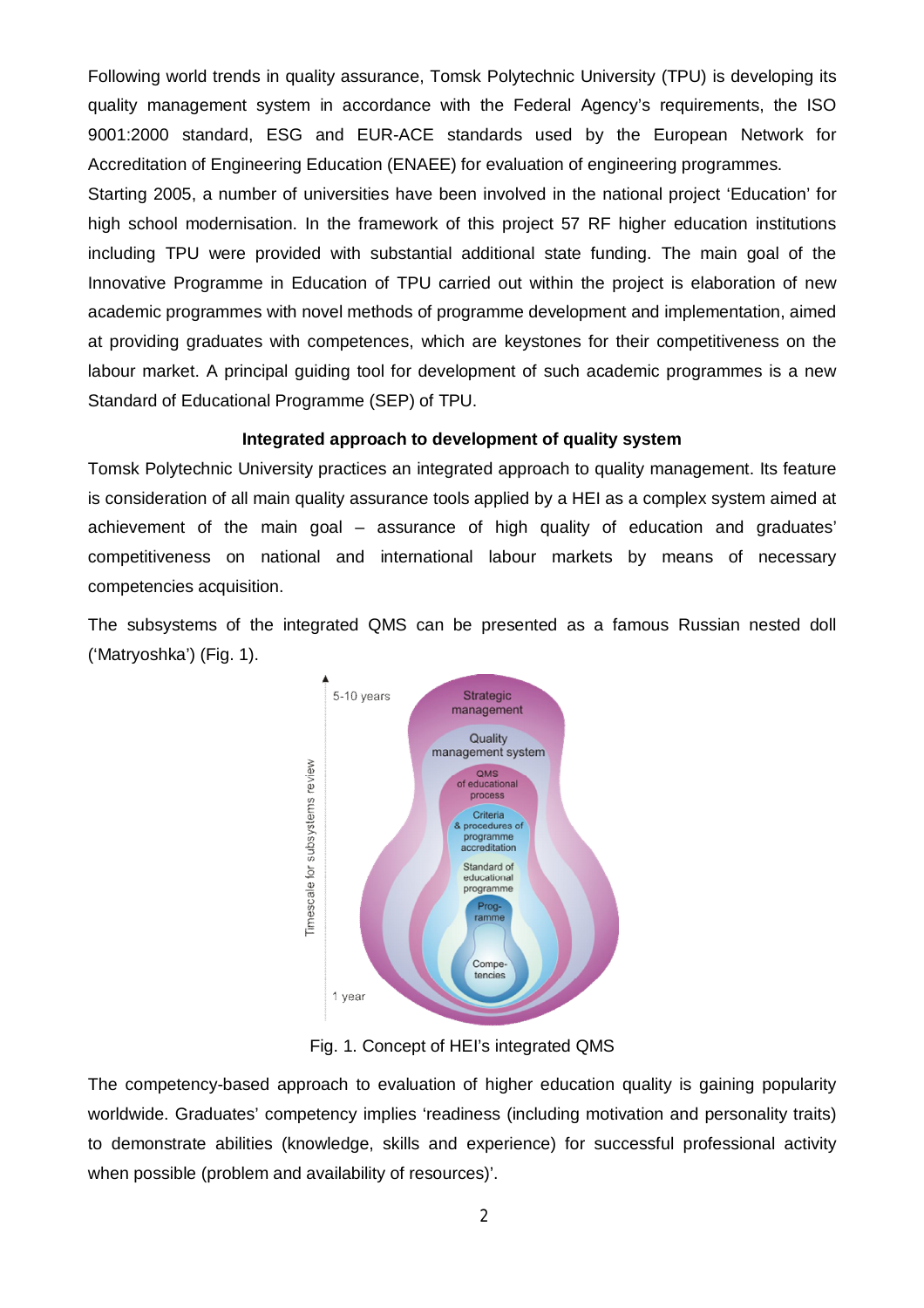Following world trends in quality assurance, Tomsk Polytechnic University (TPU) is developing its quality management system in accordance with the Federal Agency's requirements, the ISO 9001:2000 standard, ESG and EUR-ACE standards used by the European Network for Accreditation of Engineering Education (ENAEE) for evaluation of engineering programmes.

Starting 2005, a number of universities have been involved in the national project 'Education' for high school modernisation. In the framework of this project 57 RF higher education institutions including TPU were provided with substantial additional state funding. The main goal of the Innovative Programme in Education of TPU carried out within the project is elaboration of new academic programmes with novel methods of programme development and implementation, aimed at providing graduates with competences, which are keystones for their competitiveness on the labour market. A principal guiding tool for development of such academic programmes is a new Standard of Educational Programme (SEP) of TPU.

**Integrated approach to development of quality system**

Tomsk Polytechnic University practices an integrated approach to quality management. Its feature is consideration of all main quality assurance tools applied by a HEI as a complex system aimed at achievement of the main goal – assurance of high quality of education and graduates' competitiveness on national and international labour markets by means of necessary competencies acquisition.

The subsystems of the integrated QMS can be presented as a famous Russian nested doll ('Matryoshka') (Fig. 1).

Fig. 1. Concept of HEI's integrated QMS

The competency-based approach to evaluation of higher education quality is gaining popularity worldwide. Graduates' competency implies 'readiness (including motivation and personality traits) to demonstrate abilities (knowledge, skills and experience) for successful professional activity when possible (problem and availability of resources)'.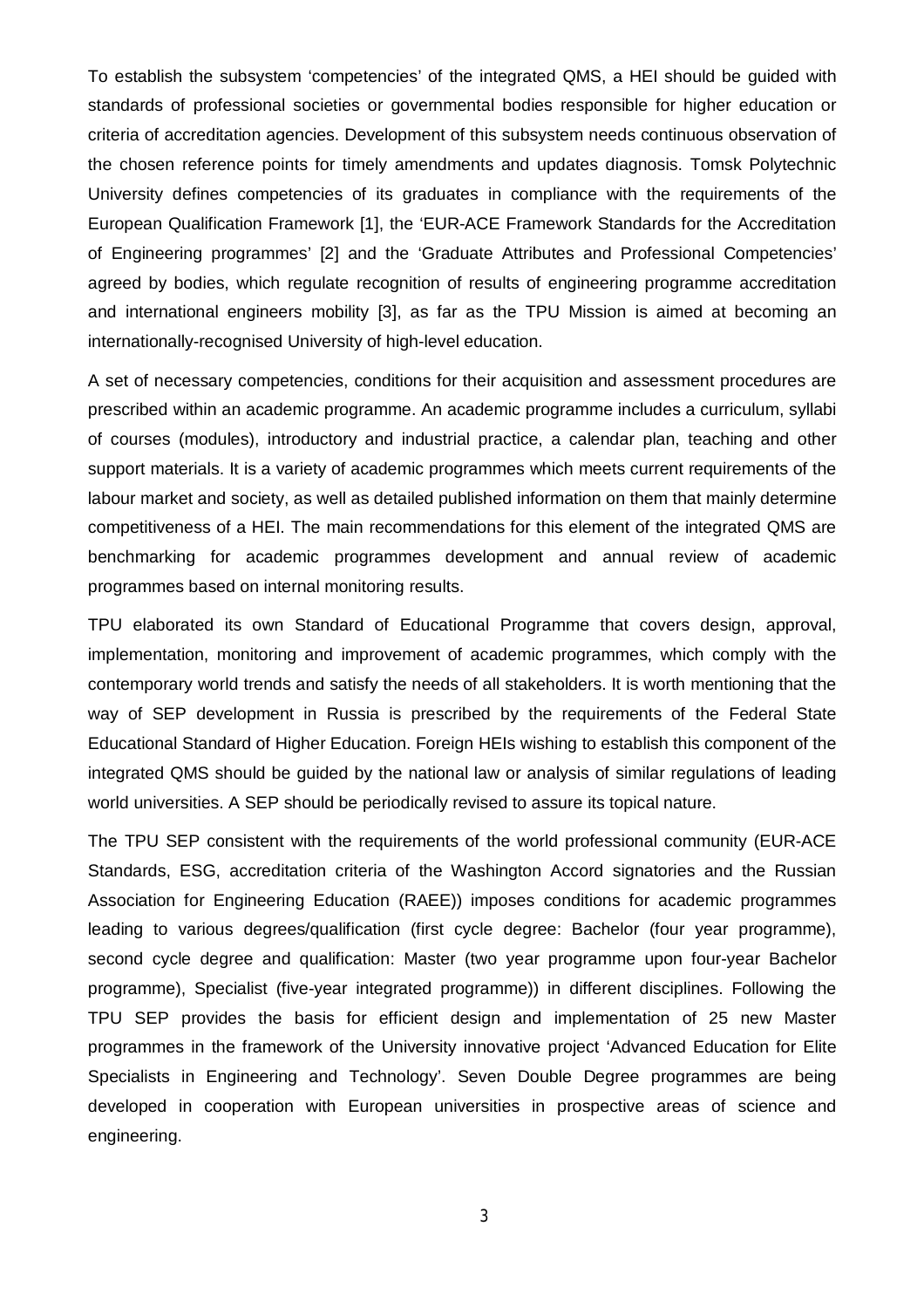To establish the subsystem 'competencies' of the integrated QMS, a HEI should be guided with standards of professional societies or governmental bodies responsible for higher education or criteria of accreditation agencies. Development of this subsystem needs continuous observation of the chosen reference points for timely amendments and updates diagnosis. Tomsk Polytechnic University defines competencies of its graduates in compliance with the requirements of the European Qualification Framework [1], the 'EUR-ACE Framework Standards for the Accreditation of Engineering programmes' [2] and the 'Graduate Attributes and Professional Competencies' agreed by bodies, which regulate recognition of results of engineering programme accreditation and international engineers mobility [3], as far as the TPU Mission is aimed at becoming an internationally-recognised University of high-level education.

A set of necessary competencies, conditions for their acquisition and assessment procedures are prescribed within an academic programme. An academic programme includes a curriculum, syllabi of courses (modules), introductory and industrial practice, a calendar plan, teaching and other support materials. It is a variety of academic programmes which meets current requirements of the labour market and society, as well as detailed published information on them that mainly determine competitiveness of a HEI. The main recommendations for this element of the integrated QMS are benchmarking for academic programmes development and annual review of academic programmes based on internal monitoring results.

TPU elaborated its own Standard of Educational Programme that covers design, approval, implementation, monitoring and improvement of academic programmes, which comply with the contemporary world trends and satisfy the needs of all stakeholders. It is worth mentioning that the way of SEP development in Russia is prescribed by the requirements of the Federal State Educational Standard of Higher Education. Foreign HEIs wishing to establish this component of the integrated QMS should be guided by the national law or analysis of similar regulations of leading world universities. A SEP should be periodically revised to assure its topical nature.

The TPU SEP consistent with the requirements of the world professional community (EUR-ACE Standards, ESG, accreditation criteria of the Washington Accord signatories and the Russian Association for Engineering Education (RAEE)) imposes conditions for academic programmes leading to various degrees/qualification (first cycle degree: Bachelor (four year programme), second cycle degree and qualification: Master (two year programme upon four-year Bachelor programme), Specialist (five-year integrated programme)) in different disciplines. Following the TPU SEP provides the basis for efficient design and implementation of 25 new Master programmes in the framework of the University innovative project 'Advanced Education for Elite Specialists in Engineering and Technology'. Seven Double Degree programmes are being developed in cooperation with European universities in prospective areas of science and engineering.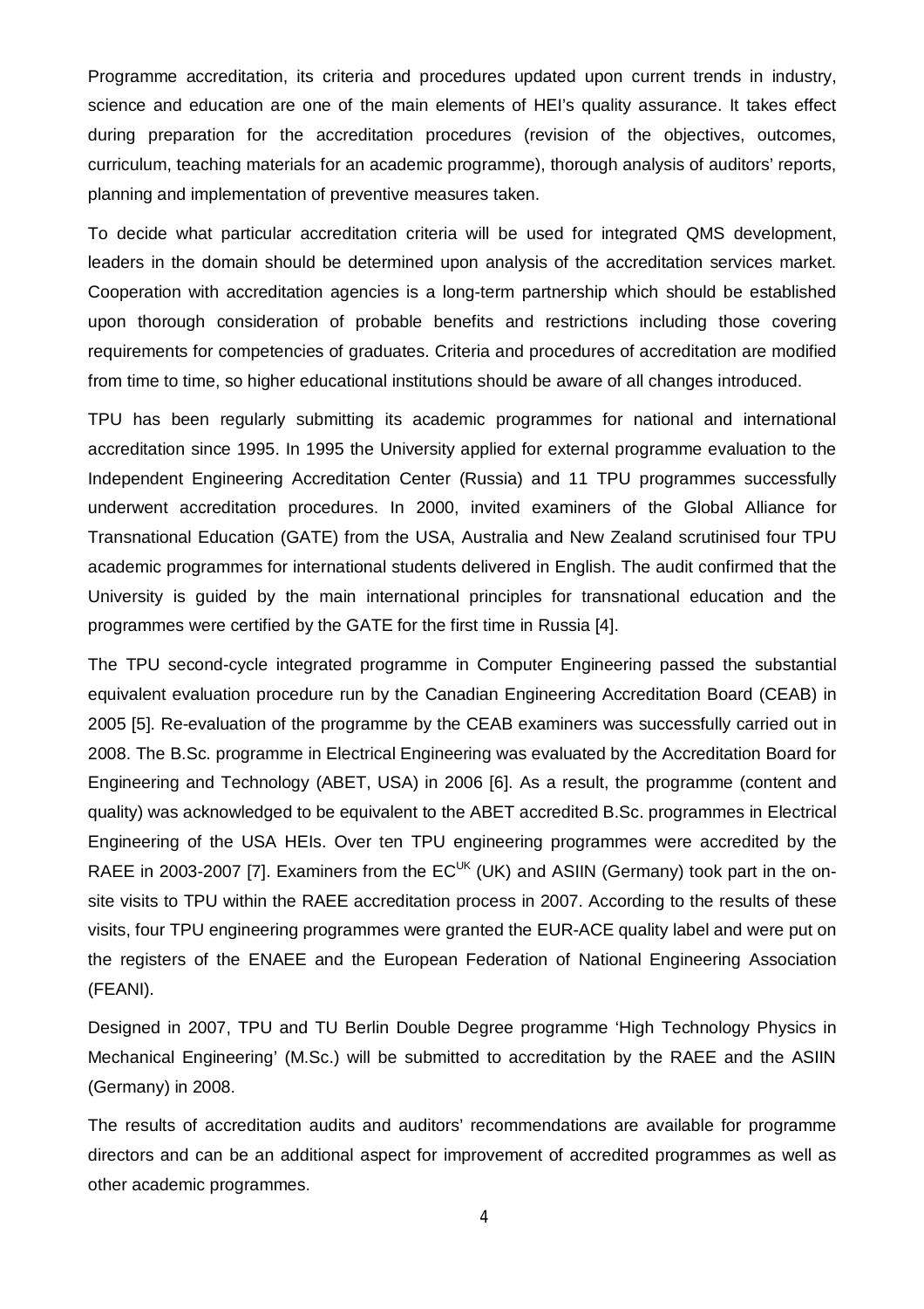Programme accreditation, its criteria and procedures updated upon current trends in industry, science and education are one of the main elements of HEI's quality assurance. It takes effect during preparation for the accreditation procedures (revision of the objectives, outcomes, curriculum, teaching materials for an academic programme), thorough analysis of auditors' reports, planning and implementation of preventive measures taken.

To decide what particular accreditation criteria will be used for integrated QMS development, leaders in the domain should be determined upon analysis of the accreditation services market. Cooperation with accreditation agencies is a long-term partnership which should be established upon thorough consideration of probable benefits and restrictions including those covering requirements for competencies of graduates. Criteria and procedures of accreditation are modified from time to time, so higher educational institutions should be aware of all changes introduced.

TPU has been regularly submitting its academic programmes for national and international accreditation since 1995. In 1995 the University applied for external programme evaluation to the Independent Engineering Accreditation Center (Russia) and 11 TPU programmes successfully underwent accreditation procedures. In 2000, invited examiners of the Global Alliance for Transnational Education (GATE) from the USA, Australia and New Zealand scrutinised four TPU academic programmes for international students delivered in English. The audit confirmed that the University is guided by the main international principles for transnational education and the programmes were certified by the GATE for the first time in Russia [4].

The TPU second-cycle integrated programme in Computer Engineering passed the substantial equivalent evaluation procedure run by the Canadian Engineering Accreditation Board (CEAB) in 2005 [5]. Re-evaluation of the programme by the CEAB examiners was successfully carried out in 2008. The B.Sc. programme in Electrical Engineering was evaluated by the Accreditation Board for Engineering and Technology (ABET, USA) in 2006 [6]. As a result, the programme (content and quality) was acknowledged to be equivalent to the ABET accredited B.Sc. programmes in Electrical Engineering of the USA HEIs. Over ten TPU engineering programmes were accredited by the RAEE in 2003-2007 [7]. Examiners from the $EC^{UK}$ (UK) and ASIIN (Germany) took part in the on-site visits to TPU within the RAEE accreditation process in 2007. According to the results of these visits, four TPU engineering programmes were granted the EUR-ACE quality label and were put on the registers of the ENAEE and the European Federation of National Engineering Association (FEANI).

Designed in 2007, TPU and TU Berlin Double Degree programme 'High Technology Physics in Mechanical Engineering' (M.Sc.) will be submitted to accreditation by the RAEE and the ASIIN (Germany) in 2008.

The results of accreditation audits and auditors' recommendations are available for programme directors and can be an additional aspect for improvement of accredited programmes as well as other academic programmes.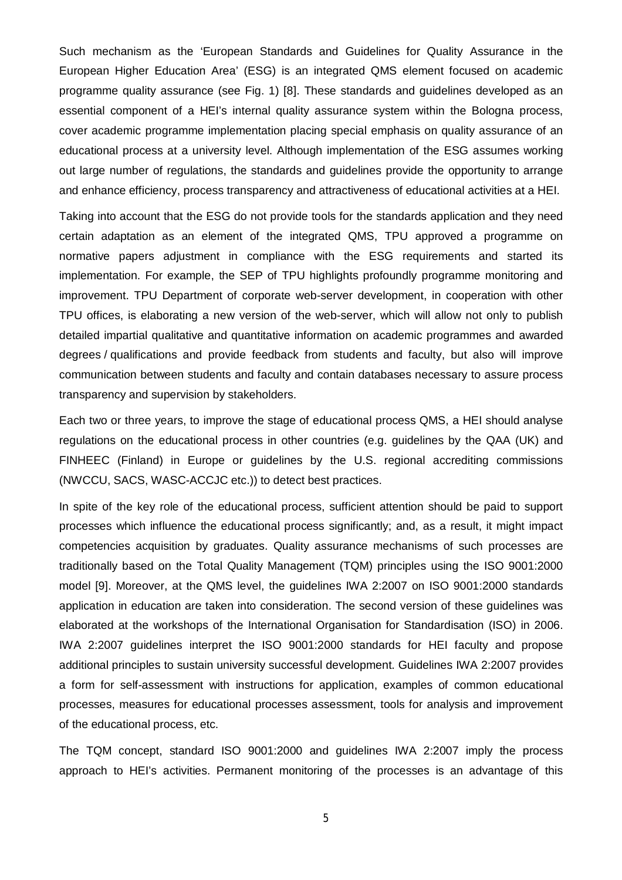Such mechanism as the 'European Standards and Guidelines for Quality Assurance in the European Higher Education Area' (ESG) is an integrated QMS element focused on academic programme quality assurance (see Fig. 1) [8]. These standards and guidelines developed as an essential component of a HEI's internal quality assurance system within the Bologna process, cover academic programme implementation placing special emphasis on quality assurance of an educational process at a university level. Although implementation of the ESG assumes working out large number of regulations, the standards and guidelines provide the opportunity to arrange and enhance efficiency, process transparency and attractiveness of educational activities at a HEI.

Taking into account that the ESG do not provide tools for the standards application and they need certain adaptation as an element of the integrated QMS, TPU approved a programme on normative papers adjustment in compliance with the ESG requirements and started its implementation. For example, the SEP of TPU highlights profoundly programme monitoring and improvement. TPU Department of corporate web-server development, in cooperation with other TPU offices, is elaborating a new version of the web-server, which will allow not only to publish detailed impartial qualitative and quantitative information on academic programmes and awarded degrees / qualifications and provide feedback from students and faculty, but also will improve communication between students and faculty and contain databases necessary to assure process transparency and supervision by stakeholders.

Each two or three years, to improve the stage of educational process QMS, a HEI should analyse regulations on the educational process in other countries (e.g. guidelines by the QAA (UK) and FINHEEC (Finland) in Europe or guidelines by the U.S. regional accrediting commissions (NWCCU, SACS, WASC-ACCJC etc.)) to detect best practices.

In spite of the key role of the educational process, sufficient attention should be paid to support processes which influence the educational process significantly; and, as a result, it might impact competencies acquisition by graduates. Quality assurance mechanisms of such processes are traditionally based on the Total Quality Management (TQM) principles using the ISO 9001:2000 model [9]. Moreover, at the QMS level, the guidelines IWA 2:2007 on ISO 9001:2000 standards application in education are taken into consideration. The second version of these guidelines was elaborated at the workshops of the International Organisation for Standardisation (ISO) in 2006. IWA 2:2007 guidelines interpret the ISO 9001:2000 standards for HEI faculty and propose additional principles to sustain university successful development. Guidelines IWA 2:2007 provides a form for self-assessment with instructions for application, examples of common educational processes, measures for educational processes assessment, tools for analysis and improvement of the educational process, etc.

The TQM concept, standard ISO 9001:2000 and guidelines IWA 2:2007 imply the process approach to HEI's activities. Permanent monitoring of the processes is an advantage of this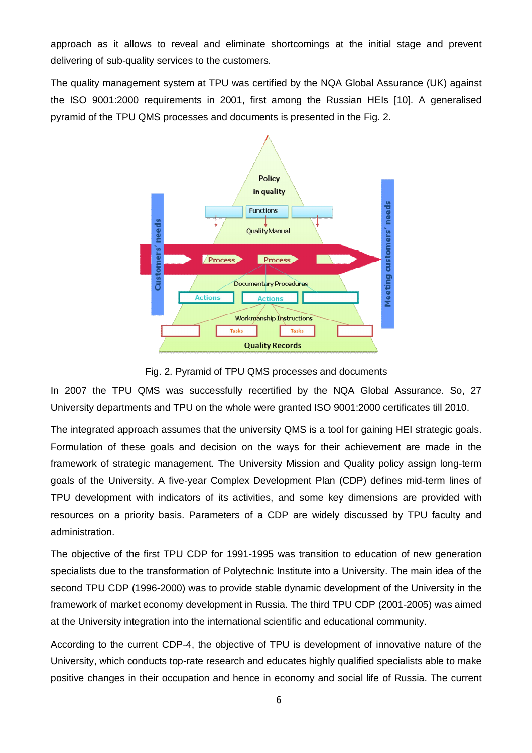approach as it allows to reveal and eliminate shortcomings at the initial stage and prevent delivering of sub-quality services to the customers.

The quality management system at TPU was certified by the NQA Global Assurance (UK) against the ISO 9001:2000 requirements in 2001, first among the Russian HEIs [10]. A generalised pyramid of the TPU QMS processes and documents is presented in the Fig. 2.

Fig. 2. Pyramid of TPU QMS processes and documents

In 2007 the TPU QMS was successfully recertified by the NQA Global Assurance. So, 27 University departments and TPU on the whole were granted ISO 9001:2000 certificates till 2010.

The integrated approach assumes that the university QMS is a tool for gaining HEI strategic goals. Formulation of these goals and decision on the ways for their achievement are made in the framework of strategic management. The University Mission and Quality policy assign long-term goals of the University. A five-year Complex Development Plan (CDP) defines mid-term lines of TPU development with indicators of its activities, and some key dimensions are provided with resources on a priority basis. Parameters of a CDP are widely discussed by TPU faculty and administration.

The objective of the first TPU CDP for 1991-1995 was transition to education of new generation specialists due to the transformation of Polytechnic Institute into a University. The main idea of the second TPU CDP (1996-2000) was to provide stable dynamic development of the University in the framework of market economy development in Russia. The third TPU CDP (2001-2005) was aimed at the University integration into the international scientific and educational community.

According to the current CDP-4, the objective of TPU is development of innovative nature of the University, which conducts top-rate research and educates highly qualified specialists able to make positive changes in their occupation and hence in economy and social life of Russia. The current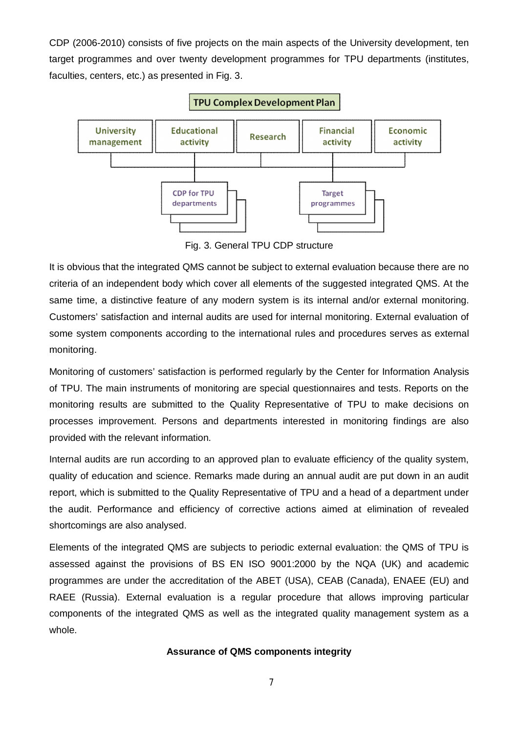CDP (2006-2010) consists of five projects on the main aspects of the University development, ten target programmes and over twenty development programmes for TPU departments (institutes, faculties, centers, etc.) as presented in Fig. 3.

Fig. 3. General TPU CDP structure

It is obvious that the integrated QMS cannot be subject to external evaluation because there are no criteria of an independent body which cover all elements of the suggested integrated QMS. At the same time, a distinctive feature of any modern system is its internal and/or external monitoring. Customers' satisfaction and internal audits are used for internal monitoring. External evaluation of some system components according to the international rules and procedures serves as external monitoring.

Monitoring of customers' satisfaction is performed regularly by the Center for Information Analysis of TPU. The main instruments of monitoring are special questionnaires and tests. Reports on the monitoring results are submitted to the Quality Representative of TPU to make decisions on processes improvement. Persons and departments interested in monitoring findings are also provided with the relevant information.

Internal audits are run according to an approved plan to evaluate efficiency of the quality system, quality of education and science. Remarks made during an annual audit are put down in an audit report, which is submitted to the Quality Representative of TPU and a head of a department under the audit. Performance and efficiency of corrective actions aimed at elimination of revealed shortcomings are also analysed.

Elements of the integrated QMS are subjects to periodic external evaluation: the QMS of TPU is assessed against the provisions of BS EN ISO 9001:2000 by the NQA (UK) and academic programmes are under the accreditation of the ABET (USA), CEAB (Canada), ENAEE (EU) and RAEE (Russia). External evaluation is a regular procedure that allows improving particular components of the integrated QMS as well as the integrated quality management system as a whole.

**Assurance of QMS components integrity**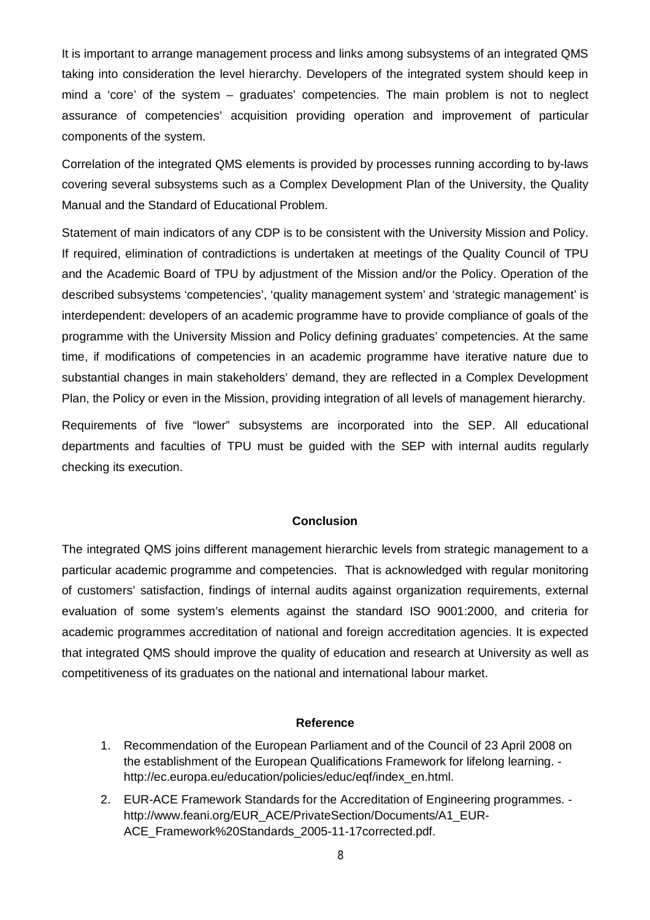It is important to arrange management process and links among subsystems of an integrated QMS taking into consideration the level hierarchy. Developers of the integrated system should keep in mind a 'core' of the system – graduates' competencies. The main problem is not to neglect assurance of competencies' acquisition providing operation and improvement of particular components of the system.

Correlation of the integrated QMS elements is provided by processes running according to by-laws covering several subsystems such as a Complex Development Plan of the University, the Quality Manual and the Standard of Educational Problem.

Statement of main indicators of any CDP is to be consistent with the University Mission and Policy. If required, elimination of contradictions is undertaken at meetings of the Quality Council of TPU and the Academic Board of TPU by adjustment of the Mission and/or the Policy. Operation of the described subsystems 'competencies', 'quality management system' and 'strategic management' is interdependent: developers of an academic programme have to provide compliance of goals of the programme with the University Mission and Policy defining graduates' competencies. At the same time, if modifications of competencies in an academic programme have iterative nature due to substantial changes in main stakeholders' demand, they are reflected in a Complex Development Plan, the Policy or even in the Mission, providing integration of all levels of management hierarchy.

Requirements of five "lower" subsystems are incorporated into the SEP. All educational departments and faculties of TPU must be guided with the SEP with internal audits regularly checking its execution.

## Conclusion

The integrated QMS joins different management hierarchic levels from strategic management to a particular academic programme and competencies. That is acknowledged with regular monitoring of customers' satisfaction, findings of internal audits against organization requirements, external evaluation of some system's elements against the standard ISO 9001:2000, and criteria for academic programmes accreditation of national and foreign accreditation agencies. It is expected that integrated QMS should improve the quality of education and research at University as well as competitiveness of its graduates on the national and international labour market.

## Reference

1. Recommendation of the European Parliament and of the Council of 23 April 2008 on the establishment of the European Qualifications Framework for lifelong learning. - http://ec.europa.eu/education/policies/educ/eqf/index_en.html.
2. EUR-ACE Framework Standards for the Accreditation of Engineering programmes. - http://www.feani.org/EUR_ACE/PrivateSection/Documents/A1_EUR-ACE_Framework%20Standards_2005-11-17corrected.pdf.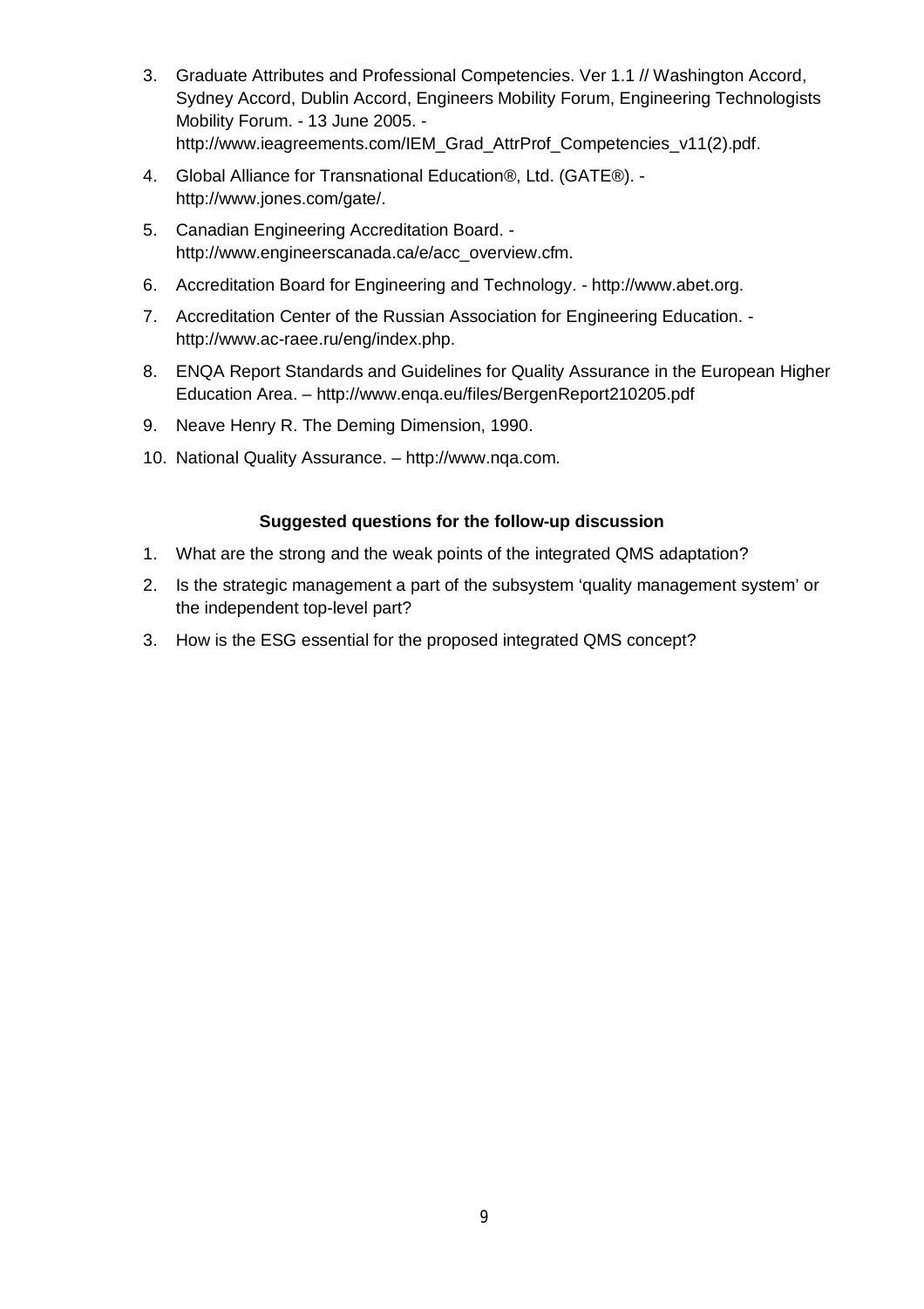3. Graduate Attributes and Professional Competencies. Ver 1.1 // Washington Accord, Sydney Accord, Dublin Accord, Engineers Mobility Forum, Engineering Technologists Mobility Forum. - 13 June 2005. - http://www.ieagreements.com/IEM_Grad_AttrProf_Competencies_v11(2).pdf.
4. Global Alliance for Transnational Education®, Ltd. (GATE®). - http://www.jones.com/gate/.
5. Canadian Engineering Accreditation Board. - http://www.engineerscanada.ca/e/acc_overview.cfm.
6. Accreditation Board for Engineering and Technology. - http://www.abet.org.
7. Accreditation Center of the Russian Association for Engineering Education. - http://www.ac-raee.ru/eng/index.php.
8. ENQA Report Standards and Guidelines for Quality Assurance in the European Higher Education Area. – http://www.enqa.eu/files/BergenReport210205.pdf
9. Neave Henry R. The Deming Dimension, 1990.
10. National Quality Assurance. – http://www.nqa.com.

**Suggested questions for the follow-up discussion**

1. What are the strong and the weak points of the integrated QMS adaptation?
2. Is the strategic management a part of the subsystem 'quality management system' or the independent top-level part?
3. How is the ESG essential for the proposed integrated QMS concept?